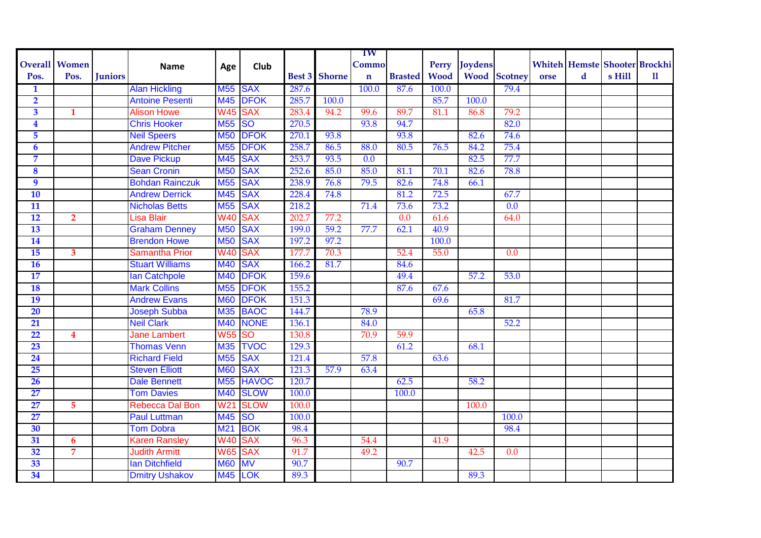| Overall Pos. | Women Pos. | Juniors | Name | Age | Club | Best 3 | Shorne | TW Common | Brasted | Perry Wood | Joydens Wood | Scotney | Whitehorse | Hemsted | Shooters Hill | Brockhill |
|---|---|---|---|---|---|---|---|---|---|---|---|---|---|---|---|---|
| 1 | | | Alan Hickling | M55 | SAX | 287.6 | | 100.0 | 87.6 | 100.0 | | 79.4 | | | | |
| 2 | | | Antoine Pesenti | M45 | DFOK | 285.7 | 100.0 | | | 85.7 | 100.0 | | | | | |
| 3 | 1 | | Alison Howe | W45 | SAX | 283.4 | 94.2 | 99.6 | 89.7 | 81.1 | 86.8 | 79.2 | | | | |
| 4 | | | Chris Hooker | M55 | SO | 270.5 | | 93.8 | 94.7 | | | 82.0 | | | | |
| 5 | | | Neil Speers | M50 | DFOK | 270.1 | 93.8 | | 93.8 | | 82.6 | 74.6 | | | | |
| 6 | | | Andrew Pitcher | M55 | DFOK | 258.7 | 86.5 | 88.0 | 80.5 | 76.5 | 84.2 | 75.4 | | | | |
| 7 | | | Dave Pickup | M45 | SAX | 253.7 | 93.5 | 0.0 | | | 82.5 | 77.7 | | | | |
| 8 | | | Sean Cronin | M50 | SAX | 252.6 | 85.0 | 85.0 | 81.1 | 70.1 | 82.6 | 78.8 | | | | |
| 9 | | | Bohdan Rainczuk | M55 | SAX | 238.9 | 76.8 | 79.5 | 82.6 | 74.8 | 66.1 | | | | | |
| 10 | | | Andrew Derrick | M45 | SAX | 228.4 | 74.8 | | 81.2 | 72.5 | | 67.7 | | | | |
| 11 | | | Nicholas Betts | M55 | SAX | 218.2 | | 71.4 | 73.6 | 73.2 | | 0.0 | | | | |
| 12 | 2 | | Lisa Blair | W40 | SAX | 202.7 | 77.2 | | 0.0 | 61.6 | | 64.0 | | | | |
| 13 | | | Graham Denney | M50 | SAX | 199.0 | 59.2 | 77.7 | 62.1 | 40.9 | | | | | | |
| 14 | | | Brendon Howe | M50 | SAX | 197.2 | 97.2 | | | 100.0 | | | | | | |
| 15 | 3 | | Samantha Prior | W40 | SAX | 177.7 | 70.3 | | 52.4 | 55.0 | | 0.0 | | | | |
| 16 | | | Stuart Williams | M40 | SAX | 166.2 | 81.7 | | 84.6 | | | | | | | |
| 17 | | | Ian Catchpole | M40 | DFOK | 159.6 | | | 49.4 | | 57.2 | 53.0 | | | | |
| 18 | | | Mark Collins | M55 | DFOK | 155.2 | | | 87.6 | 67.6 | | | | | | |
| 19 | | | Andrew Evans | M60 | DFOK | 151.3 | | | | 69.6 | | 81.7 | | | | |
| 20 | | | Joseph Subba | M35 | BAOC | 144.7 | | 78.9 | | | 65.8 | | | | | |
| 21 | | | Neil Clark | M40 | NONE | 136.1 | | 84.0 | | | | 52.2 | | | | |
| 22 | 4 | | Jane Lambert | W55 | SO | 130.8 | | 70.9 | 59.9 | | | | | | | |
| 23 | | | Thomas Venn | M35 | TVOC | 129.3 | | | 61.2 | | 68.1 | | | | | |
| 24 | | | Richard Field | M55 | SAX | 121.4 | | 57.8 | | 63.6 | | | | | | |
| 25 | | | Steven Elliott | M60 | SAX | 121.3 | 57.9 | 63.4 | | | | | | | | |
| 26 | | | Dale Bennett | M55 | HAVOC | 120.7 | | | 62.5 | | 58.2 | | | | | |
| 27 | | | Tom Davies | M40 | SLOW | 100.0 | | | 100.0 | | | | | | | |
| 27 | 5 | | Rebecca Dal Bon | W21 | SLOW | 100.0 | | | | | 100.0 | | | | | |
| 27 | | | Paul Luttman | M45 | SO | 100.0 | | | | | | 100.0 | | | | |
| 30 | | | Tom Dobra | M21 | BOK | 98.4 | | | | | | 98.4 | | | | |
| 31 | 6 | | Karen Ransley | W40 | SAX | 96.3 | | 54.4 | | 41.9 | | | | | | |
| 32 | 7 | | Judith Armitt | W65 | SAX | 91.7 | | 49.2 | | | 42.5 | 0.0 | | | | |
| 33 | | | Ian Ditchfield | M60 | MV | 90.7 | | | 90.7 | | | | | | | |
| 34 | | | Dmitry Ushakov | M45 | LOK | 89.3 | | | | | 89.3 | | | | | |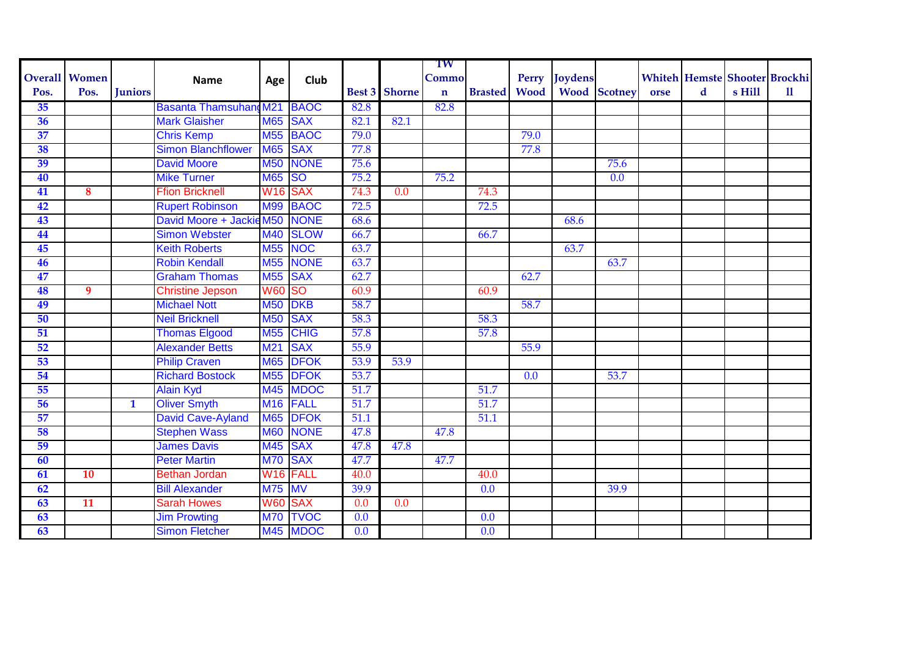| Overall Pos. | Women Pos. | Juniors | Name | Age | Club | Best 3 | Shorne | TW Common | Brasted | Perry Wood | Joydens Wood | Scotney | Whitehorse | Hemsted | Shooters Hill | Brockhill |
|---|---|---|---|---|---|---|---|---|---|---|---|---|---|---|---|---|
| 35 | | | Basanta Thamsuhang | M21 | BAOC | 82.8 | | 82.8 | | | | | | | | |
| 36 | | | Mark Glaisher | M65 | SAX | 82.1 | 82.1 | | | | | | | | | |
| 37 | | | Chris Kemp | M55 | BAOC | 79.0 | | | | 79.0 | | | | | | |
| 38 | | | Simon Blanchflower | M65 | SAX | 77.8 | | | | 77.8 | | | | | | |
| 39 | | | David Moore | M50 | NONE | 75.6 | | | | | | 75.6 | | | | |
| 40 | | | Mike Turner | M65 | SO | 75.2 | | 75.2 | | | | 0.0 | | | | |
| 41 | 8 | | Ffion Bricknell | W16 | SAX | 74.3 | 0.0 | | 74.3 | | | | | | | |
| 42 | | | Rupert Robinson | M99 | BAOC | 72.5 | | | 72.5 | | | | | | | |
| 43 | | | David Moore + Jackie | M50 | NONE | 68.6 | | | | | 68.6 | | | | | |
| 44 | | | Simon Webster | M40 | SLOW | 66.7 | | | 66.7 | | | | | | | |
| 45 | | | Keith Roberts | M55 | NOC | 63.7 | | | | | 63.7 | | | | | |
| 46 | | | Robin Kendall | M55 | NONE | 63.7 | | | | | | 63.7 | | | | |
| 47 | | | Graham Thomas | M55 | SAX | 62.7 | | | | 62.7 | | | | | | |
| 48 | 9 | | Christine Jepson | W60 | SO | 60.9 | | | 60.9 | | | | | | | |
| 49 | | | Michael Nott | M50 | DKB | 58.7 | | | | 58.7 | | | | | | |
| 50 | | | Neil Bricknell | M50 | SAX | 58.3 | | | 58.3 | | | | | | | |
| 51 | | | Thomas Elgood | M55 | CHIG | 57.8 | | | 57.8 | | | | | | | |
| 52 | | | Alexander Betts | M21 | SAX | 55.9 | | | | 55.9 | | | | | | |
| 53 | | | Philip Craven | M65 | DFOK | 53.9 | 53.9 | | | | | | | | | |
| 54 | | | Richard Bostock | M55 | DFOK | 53.7 | | | | 0.0 | | 53.7 | | | | |
| 55 | | | Alain Kyd | M45 | MDOC | 51.7 | | | 51.7 | | | | | | | |
| 56 | | 1 | Oliver Smyth | M16 | FALL | 51.7 | | | 51.7 | | | | | | | |
| 57 | | | David Cave-Ayland | M65 | DFOK | 51.1 | | | 51.1 | | | | | | | |
| 58 | | | Stephen Wass | M60 | NONE | 47.8 | | 47.8 | | | | | | | | |
| 59 | | | James Davis | M45 | SAX | 47.8 | 47.8 | | | | | | | | | |
| 60 | | | Peter Martin | M70 | SAX | 47.7 | | 47.7 | | | | | | | | |
| 61 | 10 | | Bethan Jordan | W16 | FALL | 40.0 | | | 40.0 | | | | | | | |
| 62 | | | Bill Alexander | M75 | MV | 39.9 | | | 0.0 | | | 39.9 | | | | |
| 63 | 11 | | Sarah Howes | W60 | SAX | 0.0 | 0.0 | | | | | | | | | |
| 63 | | | Jim Prowting | M70 | TVOC | 0.0 | | | 0.0 | | | | | | | |
| 63 | | | Simon Fletcher | M45 | MDOC | 0.0 | | | 0.0 | | | | | | | |